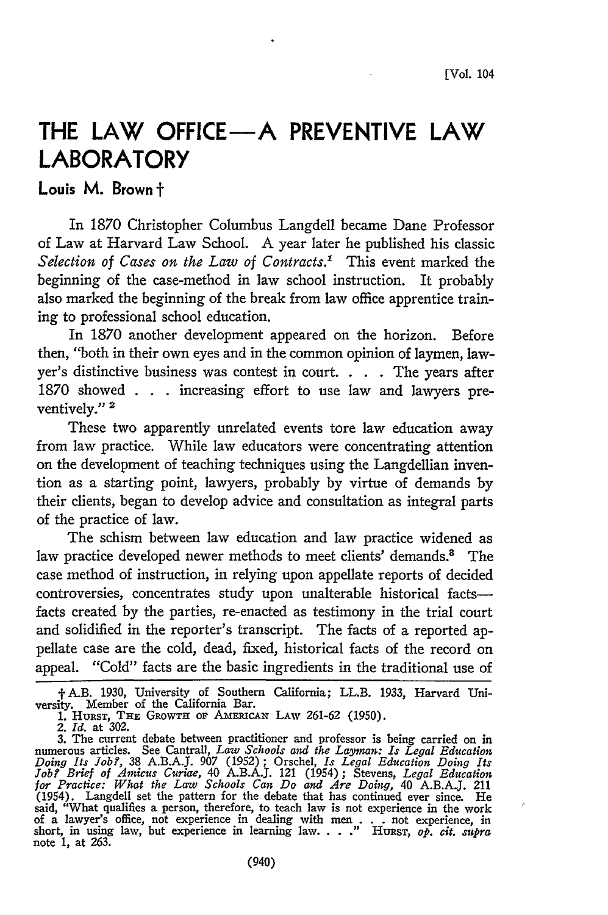# THE LAW OFFICE—A PREVENTIVE LAW LABORATORY

**Louis M. Brown** †

In 1870 Christopher Columbus Langdell became Dane Professor of Law at Harvard Law School. A year later he published his classic *Selection of Cases on the Law of Contracts*.[1] This event marked the beginning of the case-method in law school instruction. It probably also marked the beginning of the break from law office apprentice training to professional school education.

In 1870 another development appeared on the horizon. Before then, "both in their own eyes and in the common opinion of laymen, lawyer's distinctive business was contest in court. . . . The years after 1870 showed . . . increasing effort to use law and lawyers preventively." [2]

These two apparently unrelated events tore law education away from law practice. While law educators were concentrating attention on the development of teaching techniques using the Langdellian invention as a starting point, lawyers, probably by virtue of demands by their clients, began to develop advice and consultation as integral parts of the practice of law.

The schism between law education and law practice widened as law practice developed newer methods to meet clients' demands.[3] The case method of instruction, in relying upon appellate reports of decided controversies, concentrates study upon unalterable historical facts—facts created by the parties, re-enacted as testimony in the trial court and solidified in the reporter's transcript. The facts of a reported appellate case are the cold, dead, fixed, historical facts of the record on appeal. "Cold" facts are the basic ingredients in the traditional use of

---

† A.B. 1930, University of Southern California; LL.B. 1933, Harvard University. Member of the California Bar.

1. Hurst, The Growth of American Law 261-62 (1950).

2. *Id.* at 302.

3. The current debate between practitioner and professor is being carried on in numerous articles. See Cantrall, *Law Schools and the Layman: Is Legal Education Doing Its Job?*, 38 A.B.A.J. 907 (1952); Orschel, *Is Legal Education Doing Its Job? Brief of Amicus Curiae*, 40 A.B.A.J. 121 (1954); Stevens, *Legal Education for Practice: What the Law Schools Can Do and Are Doing*, 40 A.B.A.J. 211 (1954). Langdell set the pattern for the debate that has continued ever since. He said, "What qualifies a person, therefore, to teach law is not experience in the work of a lawyer's office, not experience in dealing with men . . . not experience, in short, in using law, but experience in learning law. . . ." Hurst, *op. cit. supra* note 1, at 263.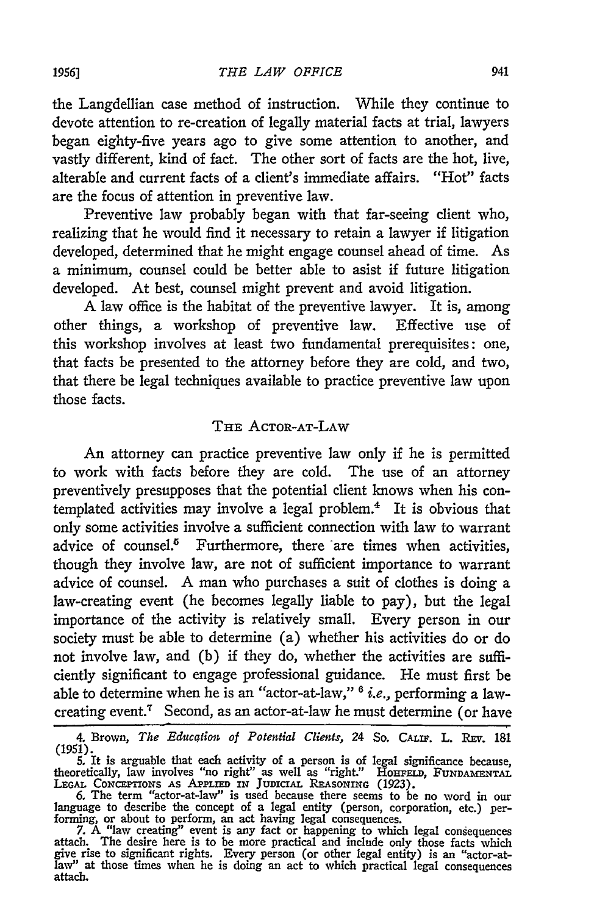the Langdellian case method of instruction. While they continue to devote attention to re-creation of legally material facts at trial, lawyers began eighty-five years ago to give some attention to another, and vastly different, kind of fact. The other sort of facts are the hot, live, alterable and current facts of a client's immediate affairs. "Hot" facts are the focus of attention in preventive law.

Preventive law probably began with that far-seeing client who, realizing that he would find it necessary to retain a lawyer if litigation developed, determined that he might engage counsel ahead of time. As a minimum, counsel could be better able to asist if future litigation developed. At best, counsel might prevent and avoid litigation.

A law office is the habitat of the preventive lawyer. It is, among other things, a workshop of preventive law. Effective use of this workshop involves at least two fundamental prerequisites: one, that facts be presented to the attorney before they are cold, and two, that there be legal techniques available to practice preventive law upon those facts.

## THE ACTOR-AT-LAW

An attorney can practice preventive law only if he is permitted to work with facts before they are cold. The use of an attorney preventively presupposes that the potential client knows when his contemplated activities may involve a legal problem.[4] It is obvious that only some activities involve a sufficient connection with law to warrant advice of counsel.[5] Furthermore, there are times when activities, though they involve law, are not of sufficient importance to warrant advice of counsel. A man who purchases a suit of clothes is doing a law-creating event (he becomes legally liable to pay), but the legal importance of the activity is relatively small. Every person in our society must be able to determine (a) whether his activities do or do not involve law, and (b) if they do, whether the activities are sufficiently significant to engage professional guidance. He must first be able to determine when he is an "actor-at-law," [6] *i.e.*, performing a law-creating event.[7] Second, as an actor-at-law he must determine (or have

---

4. Brown, *The Education of Potential Clients*, 24 So. CALIF. L. REV. 181 (1951).

5. It is arguable that each activity of a person is of legal significance because, theoretically, law involves "no right" as well as "right." HOHFELD, FUNDAMENTAL LEGAL CONCEPTIONS AS APPLIED IN JUDICIAL REASONING (1923).

6. The term "actor-at-law" is used because there seems to be no word in our language to describe the concept of a legal entity (person, corporation, etc.) performing, or about to perform, an act having legal consequences.

7. A "law creating" event is any fact or happening to which legal consequences attach. The desire here is to be more practical and include only those facts which give rise to significant rights. Every person (or other legal entity) is an "actor-at-law" at those times when he is doing an act to which practical legal consequences attach.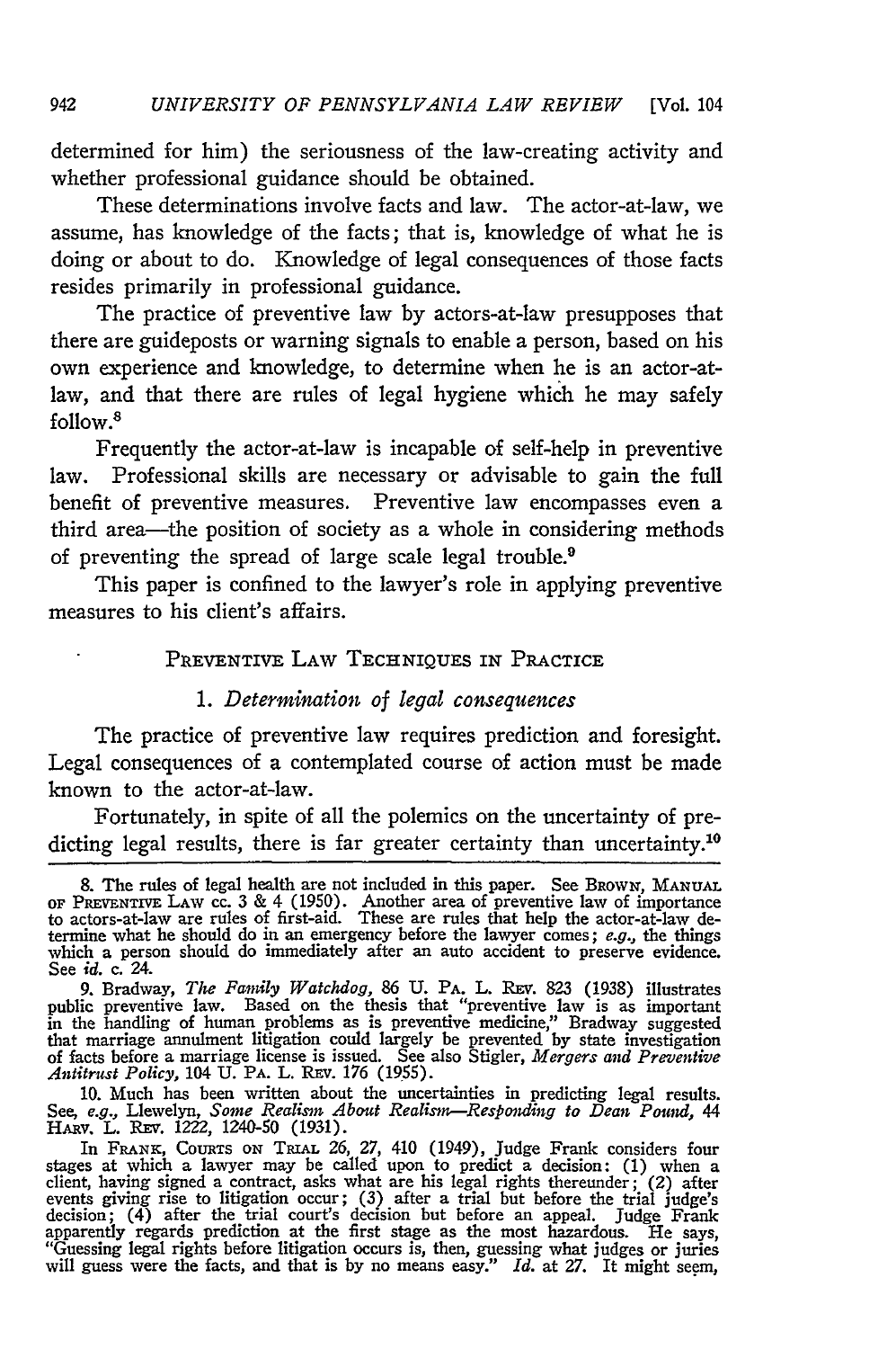determined for him) the seriousness of the law-creating activity and whether professional guidance should be obtained.

These determinations involve facts and law. The actor-at-law, we assume, has knowledge of the facts; that is, knowledge of what he is doing or about to do. Knowledge of legal consequences of those facts resides primarily in professional guidance.

The practice of preventive law by actors-at-law presupposes that there are guideposts or warning signals to enable a person, based on his own experience and knowledge, to determine when he is an actor-at-law, and that there are rules of legal hygiene which he may safely follow.[8]

Frequently the actor-at-law is incapable of self-help in preventive law. Professional skills are necessary or advisable to gain the full benefit of preventive measures. Preventive law encompasses even a third area—the position of society as a whole in considering methods of preventing the spread of large scale legal trouble.[9]

This paper is confined to the lawyer's role in applying preventive measures to his client's affairs.

## Preventive Law Techniques in Practice

### 1. *Determination of legal consequences*

The practice of preventive law requires prediction and foresight. Legal consequences of a contemplated course of action must be made known to the actor-at-law.

Fortunately, in spite of all the polemics on the uncertainty of predicting legal results, there is far greater certainty than uncertainty.[10]

---

8. The rules of legal health are not included in this paper. See Brown, Manual of Preventive Law cc. 3 & 4 (1950). Another area of preventive law of importance to actors-at-law are rules of first-aid. These are rules that help the actor-at-law determine what he should do in an emergency before the lawyer comes; *e.g.*, the things which a person should do immediately after an auto accident to preserve evidence. See *id.* c. 24.

9. Bradway, *The Family Watchdog*, 86 U. Pa. L. Rev. 823 (1938) illustrates public preventive law. Based on the thesis that "preventive law is as important in the handling of human problems as is preventive medicine," Bradway suggested that marriage annulment litigation could largely be prevented by state investigation of facts before a marriage license is issued. See also Stigler, *Mergers and Preventive Antitrust Policy*, 104 U. Pa. L. Rev. 176 (1955).

10. Much has been written about the uncertainties in predicting legal results. See, *e.g.*, Llewelyn, *Some Realism About Realism—Responding to Dean Pound*, 44 Harv. L. Rev. 1222, 1240-50 (1931).

In Frank, Courts on Trial 26, 27, 410 (1949), Judge Frank considers four stages at which a lawyer may be called upon to predict a decision: (1) when a client, having signed a contract, asks what are his legal rights thereunder; (2) after events giving rise to litigation occur; (3) after a trial but before the trial judge's decision; (4) after the trial court's decision but before an appeal. Judge Frank apparently regards prediction at the first stage as the most hazardous. He says, "Guessing legal rights before litigation occurs is, then, guessing what judges or juries will guess were the facts, and that is by no means easy." *Id.* at 27. It might seem,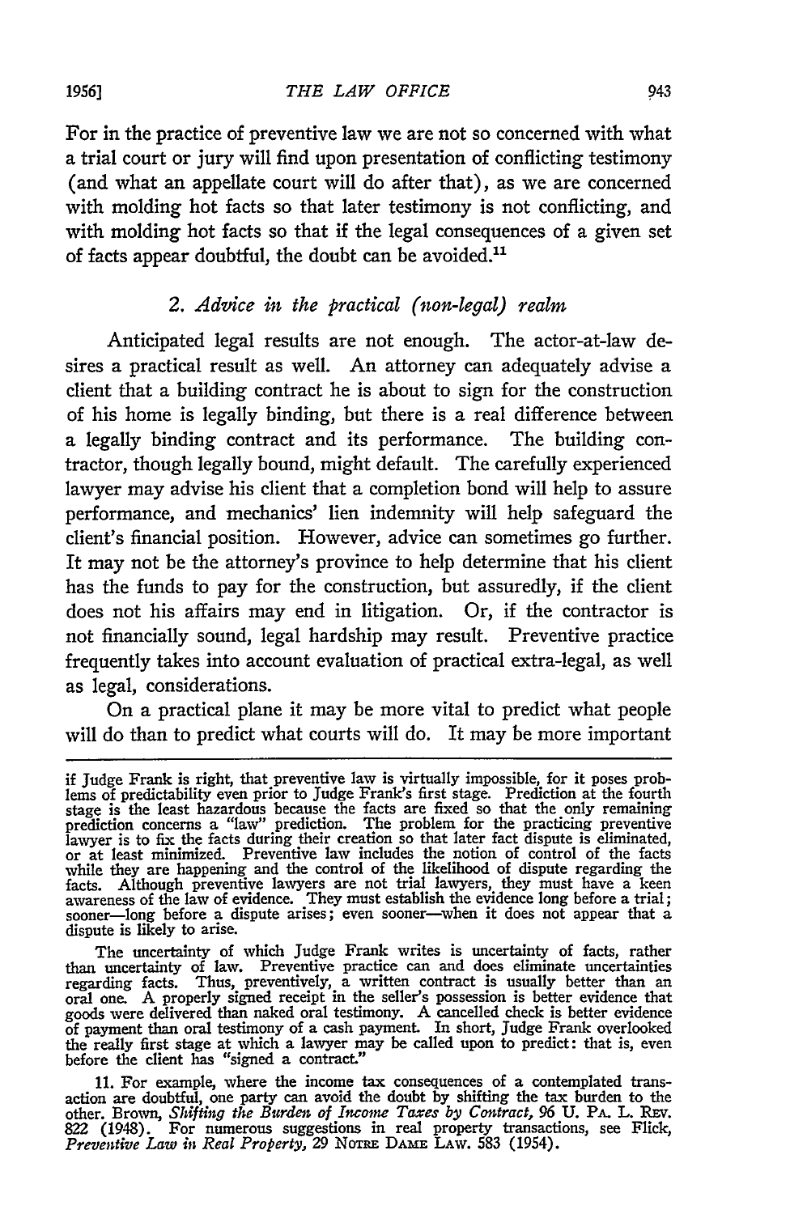For in the practice of preventive law we are not so concerned with what a trial court or jury will find upon presentation of conflicting testimony (and what an appellate court will do after that), as we are concerned with molding hot facts so that later testimony is not conflicting, and with molding hot facts so that if the legal consequences of a given set of facts appear doubtful, the doubt can be avoided.[11]

### 2. *Advice in the practical (non-legal) realm*

Anticipated legal results are not enough. The actor-at-law desires a practical result as well. An attorney can adequately advise a client that a building contract he is about to sign for the construction of his home is legally binding, but there is a real difference between a legally binding contract and its performance. The building contractor, though legally bound, might default. The carefully experienced lawyer may advise his client that a completion bond will help to assure performance, and mechanics' lien indemnity will help safeguard the client's financial position. However, advice can sometimes go further. It may not be the attorney's province to help determine that his client has the funds to pay for the construction, but assuredly, if the client does not his affairs may end in litigation. Or, if the contractor is not financially sound, legal hardship may result. Preventive practice frequently takes into account evaluation of practical extra-legal, as well as legal, considerations.

On a practical plane it may be more vital to predict what people will do than to predict what courts will do. It may be more important

---

if Judge Frank is right, that preventive law is virtually impossible, for it poses problems of predictability even prior to Judge Frank's first stage. Prediction at the fourth stage is the least hazardous because the facts are fixed so that the only remaining prediction concerns a "law" prediction. The problem for the practicing preventive lawyer is to fix the facts during their creation so that later fact dispute is eliminated, or at least minimized. Preventive law includes the notion of control of the facts while they are happening and the control of the likelihood of dispute regarding the facts. Although preventive lawyers are not trial lawyers, they must have a keen awareness of the law of evidence. They must establish the evidence long before a trial; sooner—long before a dispute arises; even sooner—when it does not appear that a dispute is likely to arise.

The uncertainty of which Judge Frank writes is uncertainty of facts, rather than uncertainty of law. Preventive practice can and does eliminate uncertainties regarding facts. Thus, preventively, a written contract is usually better than an oral one. A properly signed receipt in the seller's possession is better evidence that goods were delivered than naked oral testimony. A cancelled check is better evidence of payment than oral testimony of a cash payment. In short, Judge Frank overlooked the really first stage at which a lawyer may be called upon to predict: that is, even before the client has "signed a contract."

11. For example, where the income tax consequences of a contemplated transaction are doubtful, one party can avoid the doubt by shifting the tax burden to the other. Brown, *Shifting the Burden of Income Taxes by Contract*, 96 U. PA. L. REV. 822 (1948). For numerous suggestions in real property transactions, see Flick, *Preventive Law in Real Property*, 29 NOTRE DAME LAW. 583 (1954).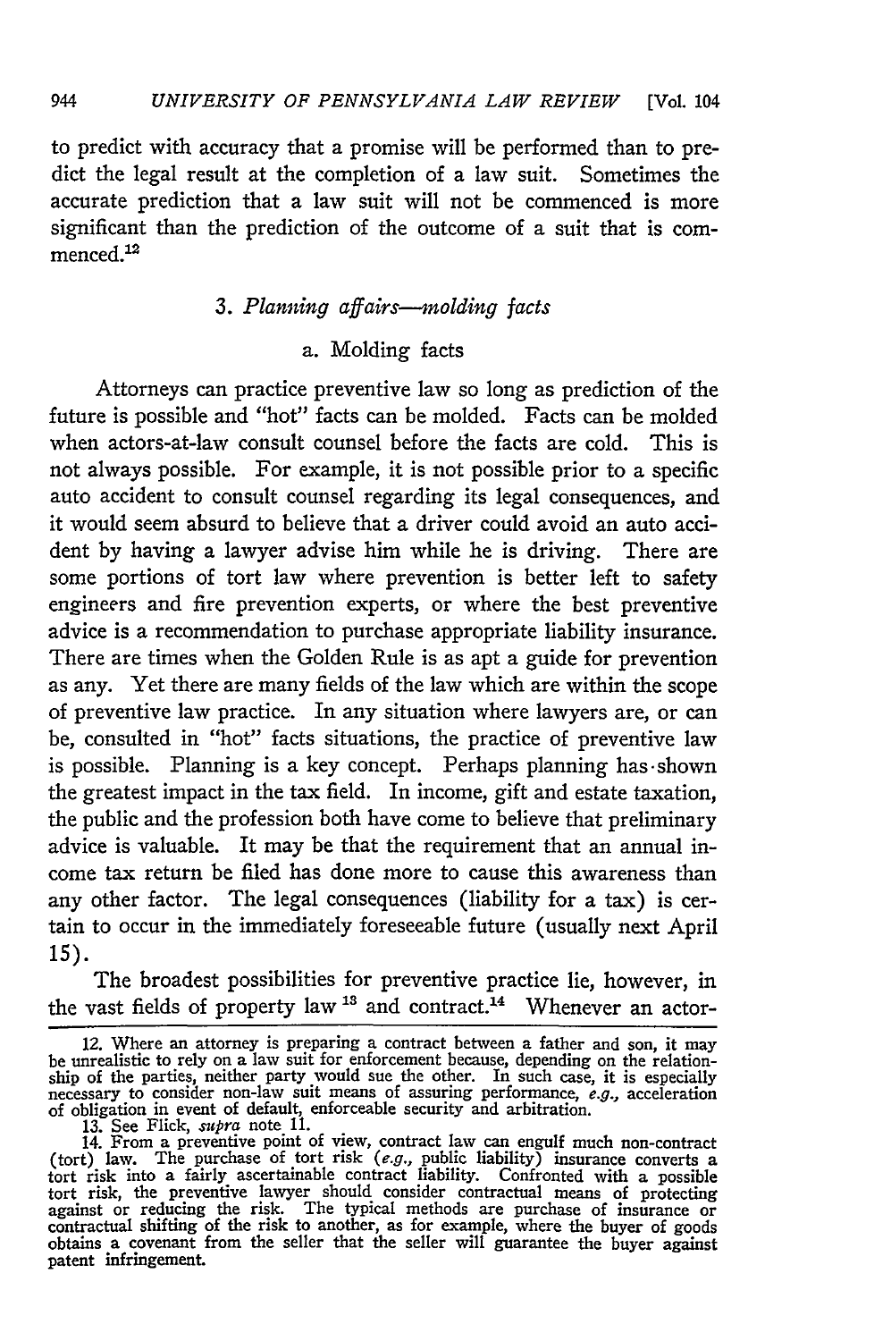to predict with accuracy that a promise will be performed than to predict the legal result at the completion of a law suit. Sometimes the accurate prediction that a law suit will not be commenced is more significant than the prediction of the outcome of a suit that is commenced.[12]

### 3. *Planning affairs—molding facts*

#### a. Molding facts

Attorneys can practice preventive law so long as prediction of the future is possible and "hot" facts can be molded. Facts can be molded when actors-at-law consult counsel before the facts are cold. This is not always possible. For example, it is not possible prior to a specific auto accident to consult counsel regarding its legal consequences, and it would seem absurd to believe that a driver could avoid an auto accident by having a lawyer advise him while he is driving. There are some portions of tort law where prevention is better left to safety engineers and fire prevention experts, or where the best preventive advice is a recommendation to purchase appropriate liability insurance. There are times when the Golden Rule is as apt a guide for prevention as any. Yet there are many fields of the law which are within the scope of preventive law practice. In any situation where lawyers are, or can be, consulted in "hot" facts situations, the practice of preventive law is possible. Planning is a key concept. Perhaps planning has shown the greatest impact in the tax field. In income, gift and estate taxation, the public and the profession both have come to believe that preliminary advice is valuable. It may be that the requirement that an annual income tax return be filed has done more to cause this awareness than any other factor. The legal consequences (liability for a tax) is certain to occur in the immediately foreseeable future (usually next April 15).

The broadest possibilities for preventive practice lie, however, in the vast fields of property law [13] and contract.[14] Whenever an actor-

---

12. Where an attorney is preparing a contract between a father and son, it may be unrealistic to rely on a law suit for enforcement because, depending on the relationship of the parties, neither party would sue the other. In such case, it is especially necessary to consider non-law suit means of assuring performance, *e.g.*, acceleration of obligation in event of default, enforceable security and arbitration.

13. See Flick, *supra* note 11.

14. From a preventive point of view, contract law can engulf much non-contract (tort) law. The purchase of tort risk (*e.g.*, public liability) insurance converts a tort risk into a fairly ascertainable contract liability. Confronted with a possible tort risk, the preventive lawyer should consider contractual means of protecting against or reducing the risk. The typical methods are purchase of insurance or contractual shifting of the risk to another, as for example, where the buyer of goods obtains a covenant from the seller that the seller will guarantee the buyer against patent infringement.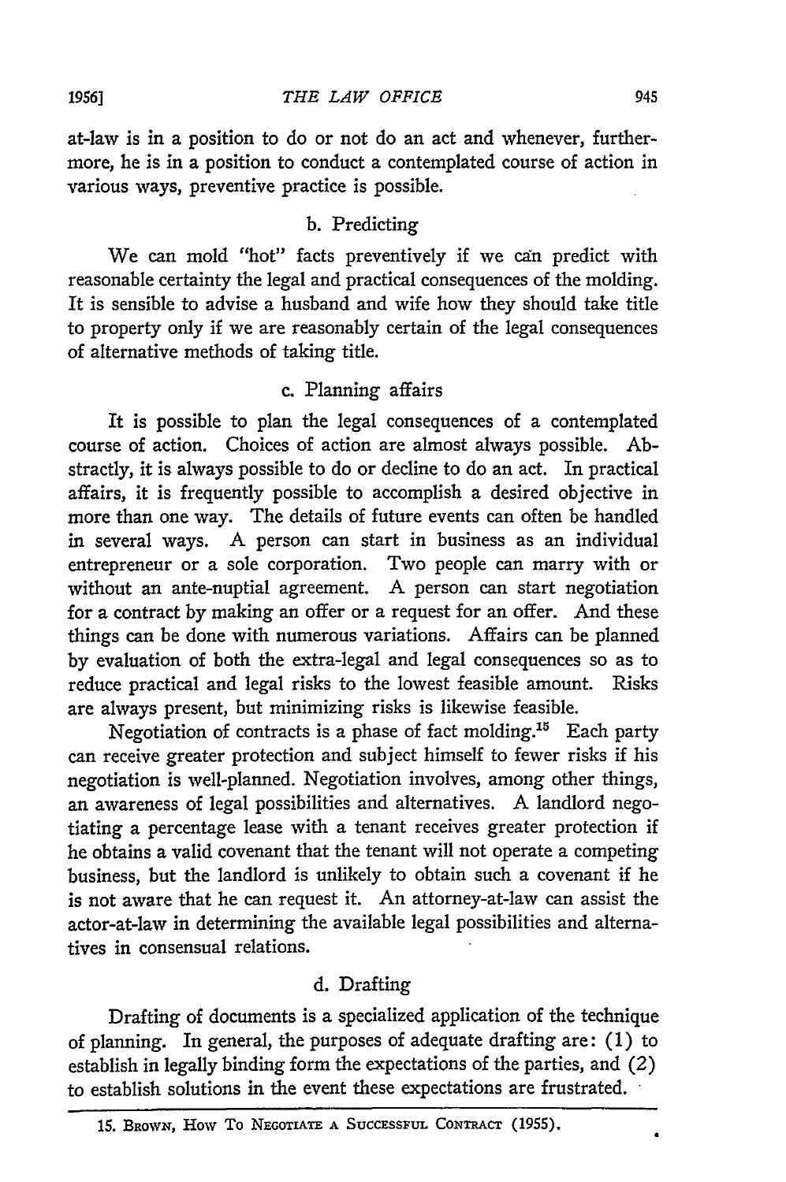at-law is in a position to do or not do an act and whenever, furthermore, he is in a position to conduct a contemplated course of action in various ways, preventive practice is possible.

### b. Predicting

We can mold "hot" facts preventively if we can predict with reasonable certainty the legal and practical consequences of the molding. It is sensible to advise a husband and wife how they should take title to property only if we are reasonably certain of the legal consequences of alternative methods of taking title.

### c. Planning affairs

It is possible to plan the legal consequences of a contemplated course of action. Choices of action are almost always possible. Abstractly, it is always possible to do or decline to do an act. In practical affairs, it is frequently possible to accomplish a desired objective in more than one way. The details of future events can often be handled in several ways. A person can start in business as an individual entrepreneur or a sole corporation. Two people can marry with or without an ante-nuptial agreement. A person can start negotiation for a contract by making an offer or a request for an offer. And these things can be done with numerous variations. Affairs can be planned by evaluation of both the extra-legal and legal consequences so as to reduce practical and legal risks to the lowest feasible amount. Risks are always present, but minimizing risks is likewise feasible.

Negotiation of contracts is a phase of fact molding.[15] Each party can receive greater protection and subject himself to fewer risks if his negotiation is well-planned. Negotiation involves, among other things, an awareness of legal possibilities and alternatives. A landlord negotiating a percentage lease with a tenant receives greater protection if he obtains a valid covenant that the tenant will not operate a competing business, but the landlord is unlikely to obtain such a covenant if he is not aware that he can request it. An attorney-at-law can assist the actor-at-law in determining the available legal possibilities and alternatives in consensual relations.

### d. Drafting

Drafting of documents is a specialized application of the technique of planning. In general, the purposes of adequate drafting are: (1) to establish in legally binding form the expectations of the parties, and (2) to establish solutions in the event these expectations are frustrated.

---

15. BROWN, HOW TO NEGOTIATE A SUCCESSFUL CONTRACT (1955).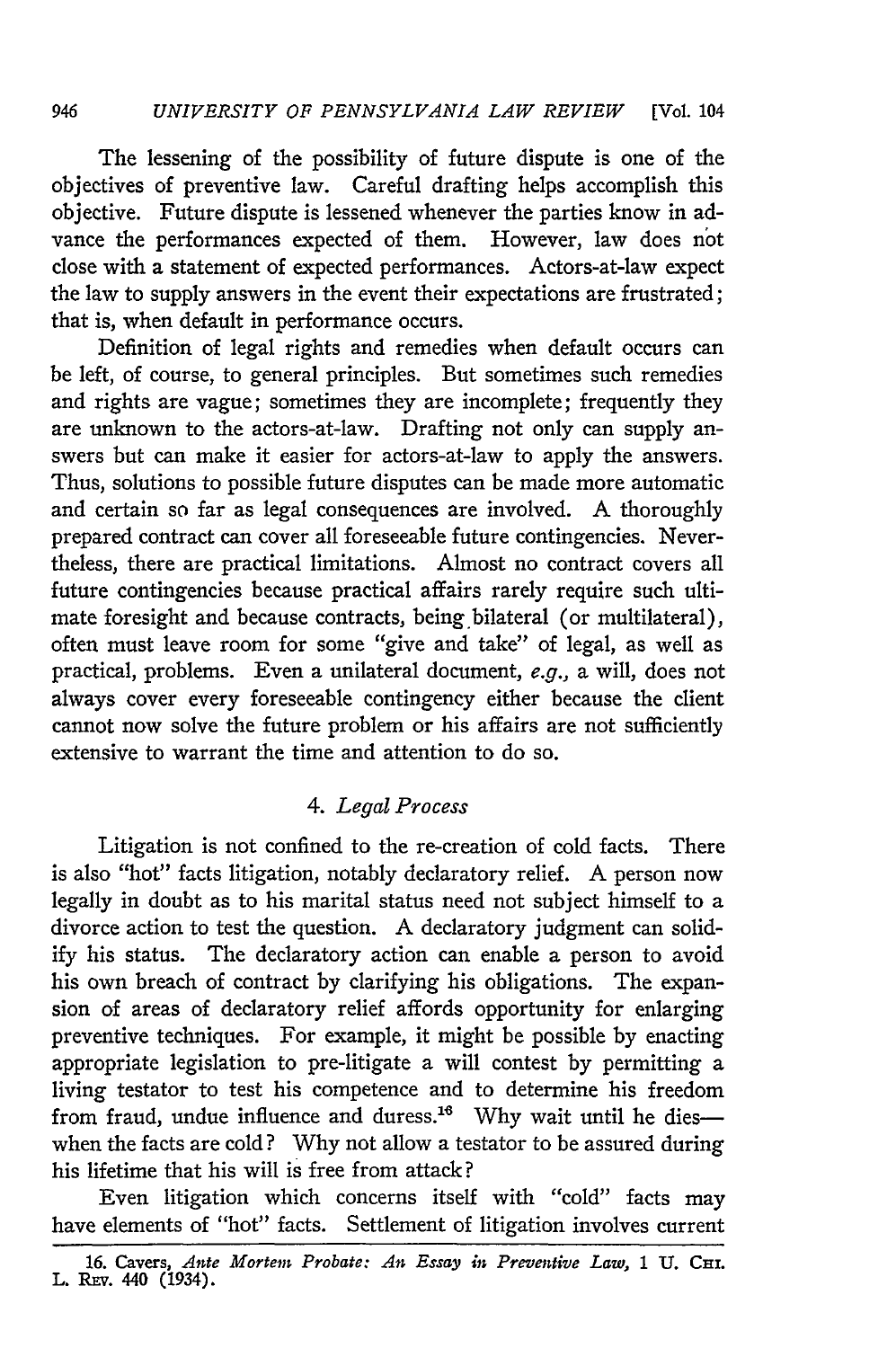The lessening of the possibility of future dispute is one of the objectives of preventive law. Careful drafting helps accomplish this objective. Future dispute is lessened whenever the parties know in advance the performances expected of them. However, law does not close with a statement of expected performances. Actors-at-law expect the law to supply answers in the event their expectations are frustrated; that is, when default in performance occurs.

Definition of legal rights and remedies when default occurs can be left, of course, to general principles. But sometimes such remedies and rights are vague; sometimes they are incomplete; frequently they are unknown to the actors-at-law. Drafting not only can supply answers but can make it easier for actors-at-law to apply the answers. Thus, solutions to possible future disputes can be made more automatic and certain so far as legal consequences are involved. A thoroughly prepared contract can cover all foreseeable future contingencies. Nevertheless, there are practical limitations. Almost no contract covers all future contingencies because practical affairs rarely require such ultimate foresight and because contracts, being bilateral (or multilateral), often must leave room for some "give and take" of legal, as well as practical, problems. Even a unilateral document, *e.g.*, a will, does not always cover every foreseeable contingency either because the client cannot now solve the future problem or his affairs are not sufficiently extensive to warrant the time and attention to do so.

### 4. *Legal Process*

Litigation is not confined to the re-creation of cold facts. There is also "hot" facts litigation, notably declaratory relief. A person now legally in doubt as to his marital status need not subject himself to a divorce action to test the question. A declaratory judgment can solidify his status. The declaratory action can enable a person to avoid his own breach of contract by clarifying his obligations. The expansion of areas of declaratory relief affords opportunity for enlarging preventive techniques. For example, it might be possible by enacting appropriate legislation to pre-litigate a will contest by permitting a living testator to test his competence and to determine his freedom from fraud, undue influence and duress.[16] Why wait until he dies—when the facts are cold? Why not allow a testator to be assured during his lifetime that his will is free from attack?

Even litigation which concerns itself with "cold" facts may have elements of "hot" facts. Settlement of litigation involves current

16. Cavers, *Ante Mortem Probate: An Essay in Preventive Law*, 1 U. CHI. L. REV. 440 (1934).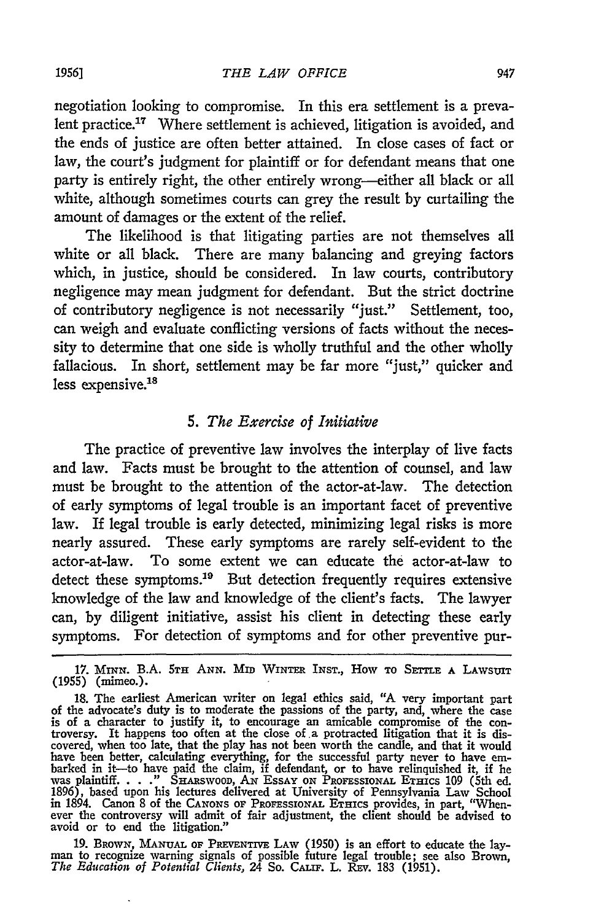negotiation looking to compromise. In this era settlement is a prevalent practice.[17] Where settlement is achieved, litigation is avoided, and the ends of justice are often better attained. In close cases of fact or law, the court's judgment for plaintiff or for defendant means that one party is entirely right, the other entirely wrong—either all black or all white, although sometimes courts can grey the result by curtailing the amount of damages or the extent of the relief.

The likelihood is that litigating parties are not themselves all white or all black. There are many balancing and greying factors which, in justice, should be considered. In law courts, contributory negligence may mean judgment for defendant. But the strict doctrine of contributory negligence is not necessarily "just." Settlement, too, can weigh and evaluate conflicting versions of facts without the necessity to determine that one side is wholly truthful and the other wholly fallacious. In short, settlement may be far more "just," quicker and less expensive.[18]

### 5. *The Exercise of Initiative*

The practice of preventive law involves the interplay of live facts and law. Facts must be brought to the attention of counsel, and law must be brought to the attention of the actor-at-law. The detection of early symptoms of legal trouble is an important facet of preventive law. If legal trouble is early detected, minimizing legal risks is more nearly assured. These early symptoms are rarely self-evident to the actor-at-law. To some extent we can educate the actor-at-law to detect these symptoms.[19] But detection frequently requires extensive knowledge of the law and knowledge of the client's facts. The lawyer can, by diligent initiative, assist his client in detecting these early symptoms. For detection of symptoms and for other preventive pur-

---

17. MINN. B.A. 5TH ANN. MID WINTER INST., HOW TO SETTLE A LAWSUIT (1955) (mimeo.).

18. The earliest American writer on legal ethics said, "A very important part of the advocate's duty is to moderate the passions of the party, and, where the case is of a character to justify it, to encourage an amicable compromise of the controversy. It happens too often at the close of a protracted litigation that it is discovered, when too late, that the play has not been worth the candle, and that it would have been better, calculating everything, for the successful party never to have embarked in it—to have paid the claim, if defendant, or to have relinquished it, if he was plaintiff. . . ." SHARSWOOD, AN ESSAY ON PROFESSIONAL ETHICS 109 (5th ed. 1896), based upon his lectures delivered at University of Pennsylvania Law School in 1894. Canon 8 of the CANONS OF PROFESSIONAL ETHICS provides, in part, "Whenever the controversy will admit of fair adjustment, the client should be advised to avoid or to end the litigation."

19. BROWN, MANUAL OF PREVENTIVE LAW (1950) is an effort to educate the layman to recognize warning signals of possible future legal trouble; see also Brown, *The Education of Potential Clients*, 24 So. CALIF. L. REV. 183 (1951).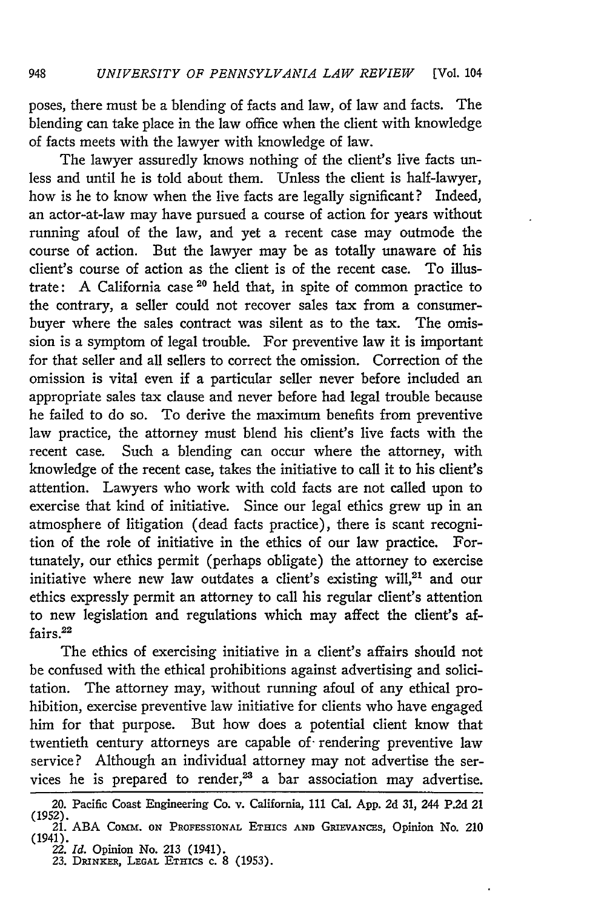poses, there must be a blending of facts and law, of law and facts. The blending can take place in the law office when the client with knowledge of facts meets with the lawyer with knowledge of law.

The lawyer assuredly knows nothing of the client's live facts unless and until he is told about them. Unless the client is half-lawyer, how is he to know when the live facts are legally significant? Indeed, an actor-at-law may have pursued a course of action for years without running afoul of the law, and yet a recent case may outmode the course of action. But the lawyer may be as totally unaware of his client's course of action as the client is of the recent case. To illustrate: A California case [20] held that, in spite of common practice to the contrary, a seller could not recover sales tax from a consumer-buyer where the sales contract was silent as to the tax. The omission is a symptom of legal trouble. For preventive law it is important for that seller and all sellers to correct the omission. Correction of the omission is vital even if a particular seller never before included an appropriate sales tax clause and never before had legal trouble because he failed to do so. To derive the maximum benefits from preventive law practice, the attorney must blend his client's live facts with the recent case. Such a blending can occur where the attorney, with knowledge of the recent case, takes the initiative to call it to his client's attention. Lawyers who work with cold facts are not called upon to exercise that kind of initiative. Since our legal ethics grew up in an atmosphere of litigation (dead facts practice), there is scant recognition of the role of initiative in the ethics of our law practice. Fortunately, our ethics permit (perhaps obligate) the attorney to exercise initiative where new law outdates a client's existing will,[21] and our ethics expressly permit an attorney to call his regular client's attention to new legislation and regulations which may affect the client's affairs.[22]

The ethics of exercising initiative in a client's affairs should not be confused with the ethical prohibitions against advertising and solicitation. The attorney may, without running afoul of any ethical prohibition, exercise preventive law initiative for clients who have engaged him for that purpose. But how does a potential client know that twentieth century attorneys are capable of rendering preventive law service? Although an individual attorney may not advertise the services he is prepared to render,[23] a bar association may advertise.

---

20. Pacific Coast Engineering Co. v. California, 111 Cal. App. 2d 31, 244 P.2d 21 (1952).

21. ABA Comm. on Professional Ethics and Grievances, Opinion No. 210 (1941).

22. *Id.* Opinion No. 213 (1941).

23. Drinker, Legal Ethics c. 8 (1953).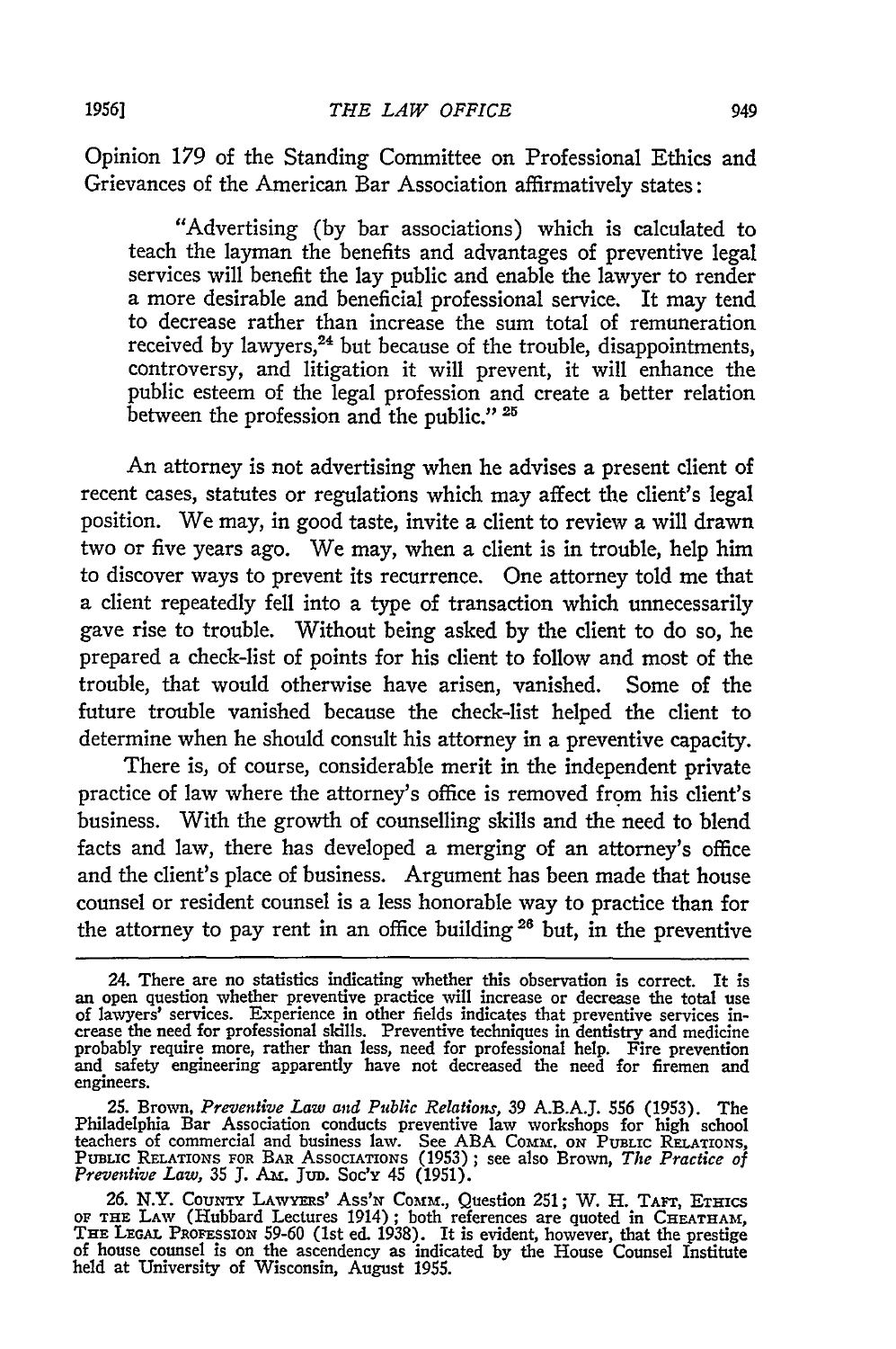Opinion 179 of the Standing Committee on Professional Ethics and Grievances of the American Bar Association affirmatively states:

> "Advertising (by bar associations) which is calculated to teach the layman the benefits and advantages of preventive legal services will benefit the lay public and enable the lawyer to render a more desirable and beneficial professional service. It may tend to decrease rather than increase the sum total of remuneration received by lawyers,[24] but because of the trouble, disappointments, controversy, and litigation it will prevent, it will enhance the public esteem of the legal profession and create a better relation between the profession and the public." [25]

An attorney is not advertising when he advises a present client of recent cases, statutes or regulations which may affect the client's legal position. We may, in good taste, invite a client to review a will drawn two or five years ago. We may, when a client is in trouble, help him to discover ways to prevent its recurrence. One attorney told me that a client repeatedly fell into a type of transaction which unnecessarily gave rise to trouble. Without being asked by the client to do so, he prepared a check-list of points for his client to follow and most of the trouble, that would otherwise have arisen, vanished. Some of the future trouble vanished because the check-list helped the client to determine when he should consult his attorney in a preventive capacity.

There is, of course, considerable merit in the independent private practice of law where the attorney's office is removed from his client's business. With the growth of counselling skills and the need to blend facts and law, there has developed a merging of an attorney's office and the client's place of business. Argument has been made that house counsel or resident counsel is a less honorable way to practice than for the attorney to pay rent in an office building [26] but, in the preventive

---

24. There are no statistics indicating whether this observation is correct. It is an open question whether preventive practice will increase or decrease the total use of lawyers' services. Experience in other fields indicates that preventive services increase the need for professional skills. Preventive techniques in dentistry and medicine probably require more, rather than less, need for professional help. Fire prevention and safety engineering apparently have not decreased the need for firemen and engineers.

25. Brown, *Preventive Law and Public Relations*, 39 A.B.A.J. 556 (1953). The Philadelphia Bar Association conducts preventive law workshops for high school teachers of commercial and business law. See ABA COMM. ON PUBLIC RELATIONS, PUBLIC RELATIONS FOR BAR ASSOCIATIONS (1953); see also Brown, *The Practice of Preventive Law*, 35 J. AM. JUD. SOC'Y 45 (1951).

26. N.Y. COUNTY LAWYERS' ASS'N COMM., Question 251; W. H. TAFT, ETHICS OF THE LAW (Hubbard Lectures 1914); both references are quoted in CHEATHAM, THE LEGAL PROFESSION 59-60 (1st ed. 1938). It is evident, however, that the prestige of house counsel is on the ascendency as indicated by the House Counsel Institute held at University of Wisconsin, August 1955.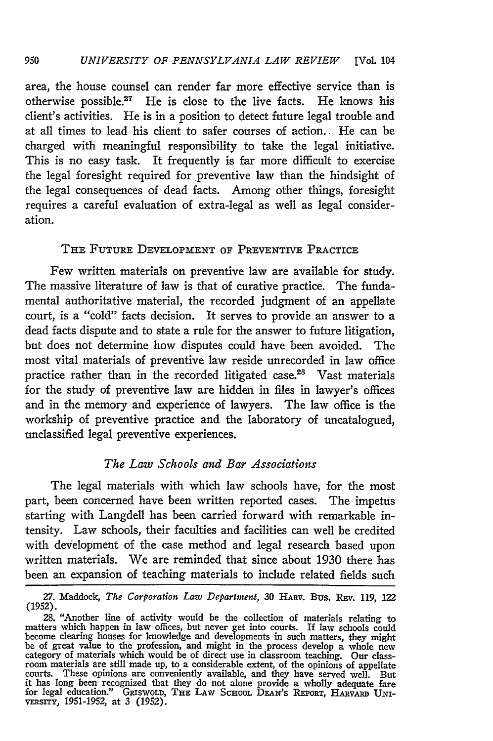area, the house counsel can render far more effective service than is otherwise possible.[27] He is close to the live facts. He knows his client's activities. He is in a position to detect future legal trouble and at all times to lead his client to safer courses of action. He can be charged with meaningful responsibility to take the legal initiative. This is no easy task. It frequently is far more difficult to exercise the legal foresight required for preventive law than the hindsight of the legal consequences of dead facts. Among other things, foresight requires a careful evaluation of extra-legal as well as legal consideration.

## THE FUTURE DEVELOPMENT OF PREVENTIVE PRACTICE

Few written materials on preventive law are available for study. The massive literature of law is that of curative practice. The fundamental authoritative material, the recorded judgment of an appellate court, is a "cold" facts decision. It serves to provide an answer to a dead facts dispute and to state a rule for the answer to future litigation, but does not determine how disputes could have been avoided. The most vital materials of preventive law reside unrecorded in law office practice rather than in the recorded litigated case.[28] Vast materials for the study of preventive law are hidden in files in lawyer's offices and in the memory and experience of lawyers. The law office is the workship of preventive practice and the laboratory of uncatalogued, unclassified legal preventive experiences.

### *The Law Schools and Bar Associations*

The legal materials with which law schools have, for the most part, been concerned have been written reported cases. The impetus starting with Langdell has been carried forward with remarkable intensity. Law schools, their faculties and facilities can well be credited with development of the case method and legal research based upon written materials. We are reminded that since about 1930 there has been an expansion of teaching materials to include related fields such

---

27. Maddock, *The Corporation Law Department*, 30 HARV. BUS. REV. 119, 122 (1952).

28. "Another line of activity would be the collection of materials relating to matters which happen in law offices, but never get into courts. If law schools could become clearing houses for knowledge and developments in such matters, they might be of great value to the profession, and might in the process develop a whole new category of materials which would be of direct use in classroom teaching. Our classroom materials are still made up, to a considerable extent, of the opinions of appellate courts. These opinions are conveniently available, and they have served well. But it has long been recognized that they do not alone provide a wholly adequate fare for legal education." GRISWOLD, THE LAW SCHOOL DEAN'S REPORT, HARVARD UNIVERSITY, 1951-1952, at 3 (1952).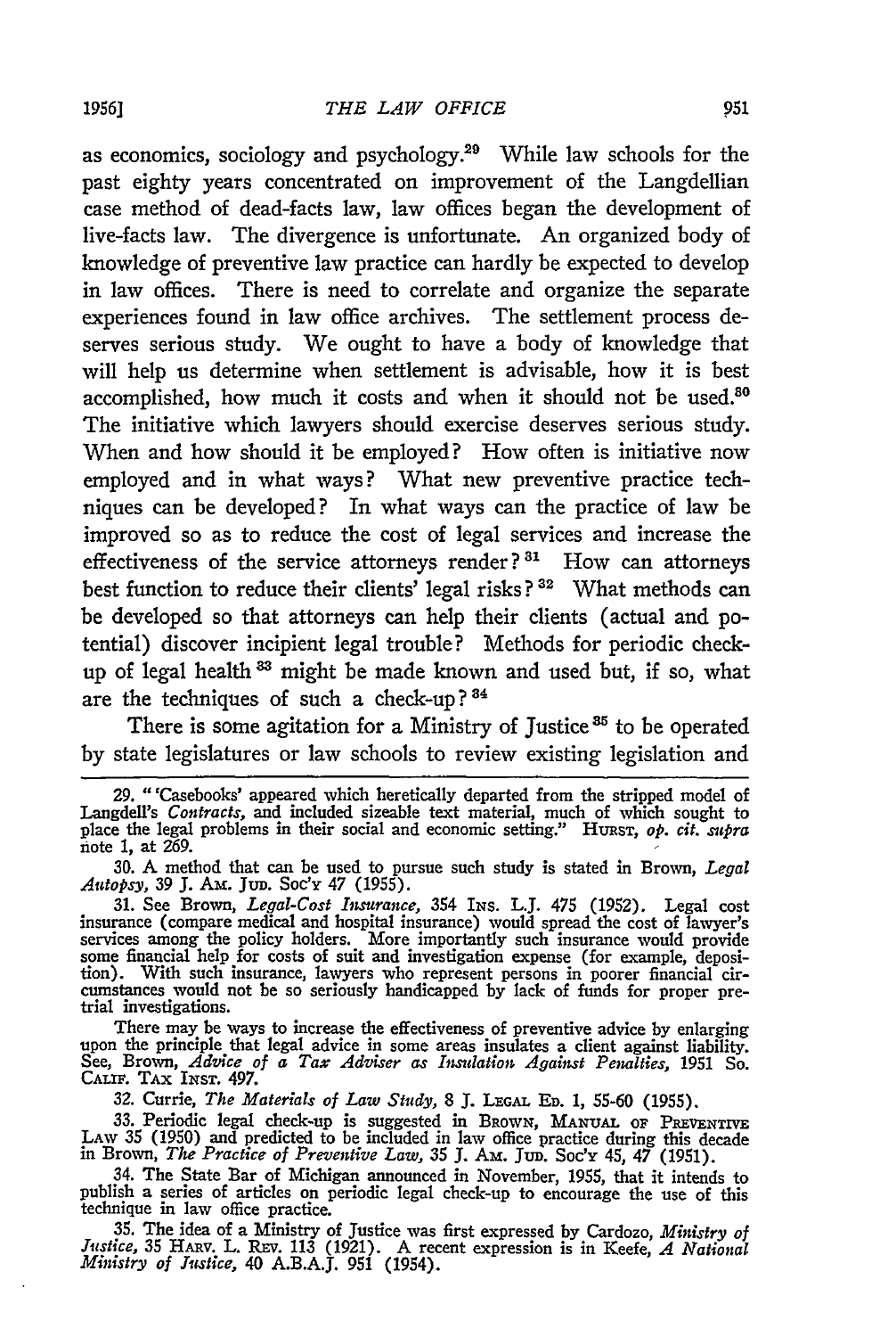as economics, sociology and psychology.[29] While law schools for the past eighty years concentrated on improvement of the Langdellian case method of dead-facts law, law offices began the development of live-facts law. The divergence is unfortunate. An organized body of knowledge of preventive law practice can hardly be expected to develop in law offices. There is need to correlate and organize the separate experiences found in law office archives. The settlement process deserves serious study. We ought to have a body of knowledge that will help us determine when settlement is advisable, how it is best accomplished, how much it costs and when it should not be used.[30] The initiative which lawyers should exercise deserves serious study. When and how should it be employed? How often is initiative now employed and in what ways? What new preventive practice techniques can be developed? In what ways can the practice of law be improved so as to reduce the cost of legal services and increase the effectiveness of the service attorneys render?[31] How can attorneys best function to reduce their clients' legal risks?[32] What methods can be developed so that attorneys can help their clients (actual and potential) discover incipient legal trouble? Methods for periodic check-up of legal health[33] might be made known and used but, if so, what are the techniques of such a check-up?[34]

There is some agitation for a Ministry of Justice[35] to be operated by state legislatures or law schools to review existing legislation and

---

29. "'Casebooks' appeared which heretically departed from the stripped model of Langdell's *Contracts*, and included sizeable text material, much of which sought to place the legal problems in their social and economic setting." HURST, *op. cit. supra* note 1, at 269.

30. A method that can be used to pursue such study is stated in Brown, *Legal Autopsy*, 39 J. AM. JUD. SOC'Y 47 (1955).

31. See Brown, *Legal-Cost Insurance*, 354 INS. L.J. 475 (1952). Legal cost insurance (compare medical and hospital insurance) would spread the cost of lawyer's services among the policy holders. More importantly such insurance would provide some financial help for costs of suit and investigation expense (for example, deposition). With such insurance, lawyers who represent persons in poorer financial circumstances would not be so seriously handicapped by lack of funds for proper pretrial investigations.

There may be ways to increase the effectiveness of preventive advice by enlarging upon the principle that legal advice in some areas insulates a client against liability. See, Brown, *Advice of a Tax Adviser as Insulation Against Penalties*, 1951 So. CALIF. TAX INST. 497.

32. Currie, *The Materials of Law Study*, 8 J. LEGAL ED. 1, 55-60 (1955).

33. Periodic legal check-up is suggested in BROWN, MANUAL OF PREVENTIVE LAW 35 (1950) and predicted to be included in law office practice during this decade in Brown, *The Practice of Preventive Law*, 35 J. AM. JUD. SOC'Y 45, 47 (1951).

34. The State Bar of Michigan announced in November, 1955, that it intends to publish a series of articles on periodic legal check-up to encourage the use of this technique in law office practice.

35. The idea of a Ministry of Justice was first expressed by Cardozo, *Ministry of Justice*, 35 HARV. L. REV. 113 (1921). A recent expression is in Keefe, *A National Ministry of Justice*, 40 A.B.A.J. 951 (1954).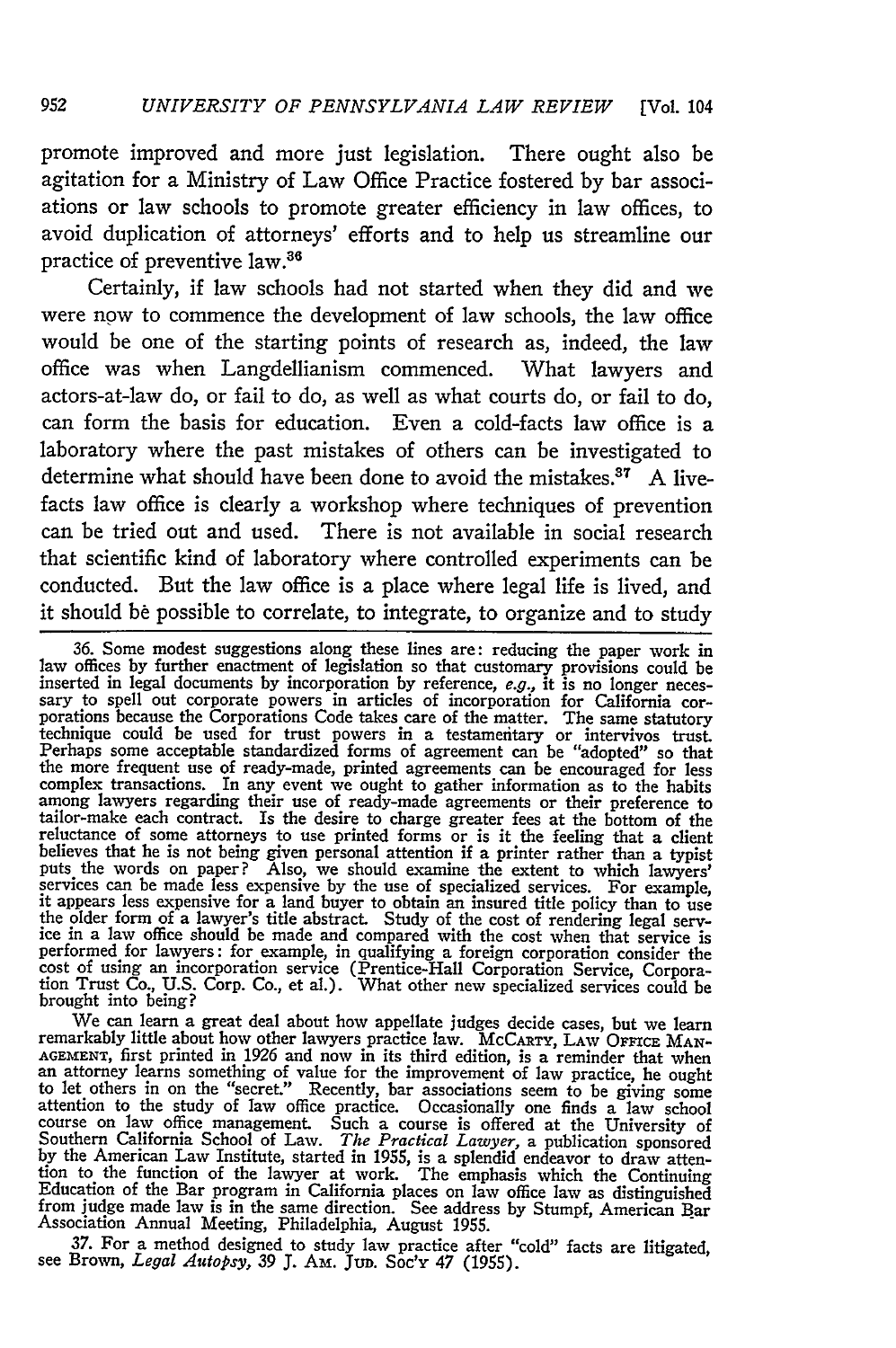promote improved and more just legislation. There ought also be agitation for a Ministry of Law Office Practice fostered by bar associations or law schools to promote greater efficiency in law offices, to avoid duplication of attorneys' efforts and to help us streamline our practice of preventive law.[36]

Certainly, if law schools had not started when they did and we were now to commence the development of law schools, the law office would be one of the starting points of research as, indeed, the law office was when Langdellianism commenced. What lawyers and actors-at-law do, or fail to do, as well as what courts do, or fail to do, can form the basis for education. Even a cold-facts law office is a laboratory where the past mistakes of others can be investigated to determine what should have been done to avoid the mistakes.[37] A live-facts law office is clearly a workshop where techniques of prevention can be tried out and used. There is not available in social research that scientific kind of laboratory where controlled experiments can be conducted. But the law office is a place where legal life is lived, and it should be possible to correlate, to integrate, to organize and to study

---

36. Some modest suggestions along these lines are: reducing the paper work in law offices by further enactment of legislation so that customary provisions could be inserted in legal documents by incorporation by reference, *e.g.*, it is no longer necessary to spell out corporate powers in articles of incorporation for California corporations because the Corporations Code takes care of the matter. The same statutory technique could be used for trust powers in a testamentary or intervivos trust. Perhaps some acceptable standardized forms of agreement can be "adopted" so that the more frequent use of ready-made, printed agreements can be encouraged for less complex transactions. In any event we ought to gather information as to the habits among lawyers regarding their use of ready-made agreements or their preference to tailor-make each contract. Is the desire to charge greater fees at the bottom of the reluctance of some attorneys to use printed forms or is it the feeling that a client believes that he is not being given personal attention if a printer rather than a typist puts the words on paper? Also, we should examine the extent to which lawyers' services can be made less expensive by the use of specialized services. For example, it appears less expensive for a land buyer to obtain an insured title policy than to use the older form of a lawyer's title abstract. Study of the cost of rendering legal service in a law office should be made and compared with the cost when that service is performed for lawyers: for example, in qualifying a foreign corporation consider the cost of using an incorporation service (Prentice-Hall Corporation Service, Corporation Trust Co., U.S. Corp. Co., et al.). What other new specialized services could be brought into being?

We can learn a great deal about how appellate judges decide cases, but we learn remarkably little about how other lawyers practice law. McCarty, Law Office Management, first printed in 1926 and now in its third edition, is a reminder that when an attorney learns something of value for the improvement of law practice, he ought to let others in on the "secret." Recently, bar associations seem to be giving some attention to the study of law office practice. Occasionally one finds a law school course on law office management. Such a course is offered at the University of Southern California School of Law. *The Practical Lawyer*, a publication sponsored by the American Law Institute, started in 1955, is a splendid endeavor to draw attention to the function of the lawyer at work. The emphasis which the Continuing Education of the Bar program in California places on law office law as distinguished from judge made law is in the same direction. See address by Stumpf, American Bar Association Annual Meeting, Philadelphia, August 1955.

37. For a method designed to study law practice after "cold" facts are litigated, see Brown, *Legal Autopsy*, 39 J. Am. Jud. Soc'y 47 (1955).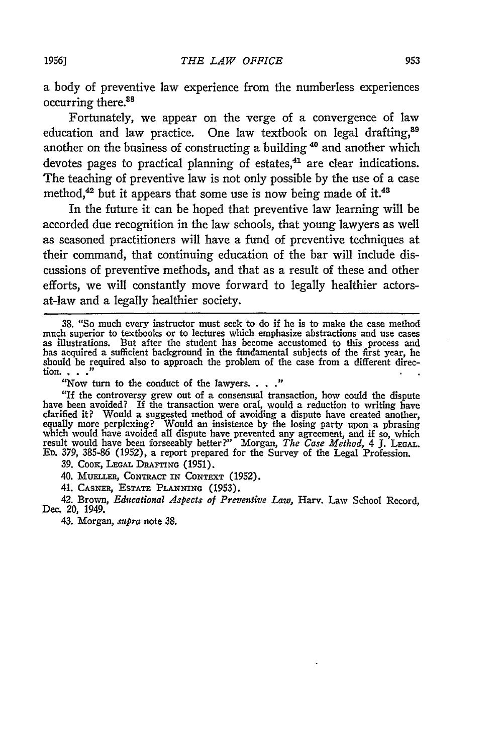a body of preventive law experience from the numberless experiences occurring there.[38]

Fortunately, we appear on the verge of a convergence of law education and law practice. One law textbook on legal drafting,[39] another on the business of constructing a building [40] and another which devotes pages to practical planning of estates,[41] are clear indications. The teaching of preventive law is not only possible by the use of a case method,[42] but it appears that some use is now being made of it.[43]

In the future it can be hoped that preventive law learning will be accorded due recognition in the law schools, that young lawyers as well as seasoned practitioners will have a fund of preventive techniques at their command, that continuing education of the bar will include discussions of preventive methods, and that as a result of these and other efforts, we will constantly move forward to legally healthier actors-at-law and a legally healthier society.

---

38. "So much every instructor must seek to do if he is to make the case method much superior to textbooks or to lectures which emphasize abstractions and use cases as illustrations. But after the student has become accustomed to this process and has acquired a sufficient background in the fundamental subjects of the first year, he should be required also to approach the problem of the case from a different direction. . . ."

"Now turn to the conduct of the lawyers. . . ."

"If the controversy grew out of a consensual transaction, how could the dispute have been avoided? If the transaction were oral, would a reduction to writing have clarified it? Would a suggested method of avoiding a dispute have created another, equally more perplexing? Would an insistence by the losing party upon a phrasing which would have avoided all dispute have prevented any agreement, and if so, which result would have been forseeably better?" Morgan, *The Case Method,* 4 J. LEGAL ED. 379, 385-86 (1952), a report prepared for the Survey of the Legal Profession.

39. COOK, LEGAL DRAFTING (1951).

40. MUELLER, CONTRACT IN CONTEXT (1952).

41. CASNER, ESTATE PLANNING (1953).

42. Brown, *Educational Aspects of Preventive Law,* Harv. Law School Record, Dec. 20, 1949.

43. Morgan, *supra* note 38.